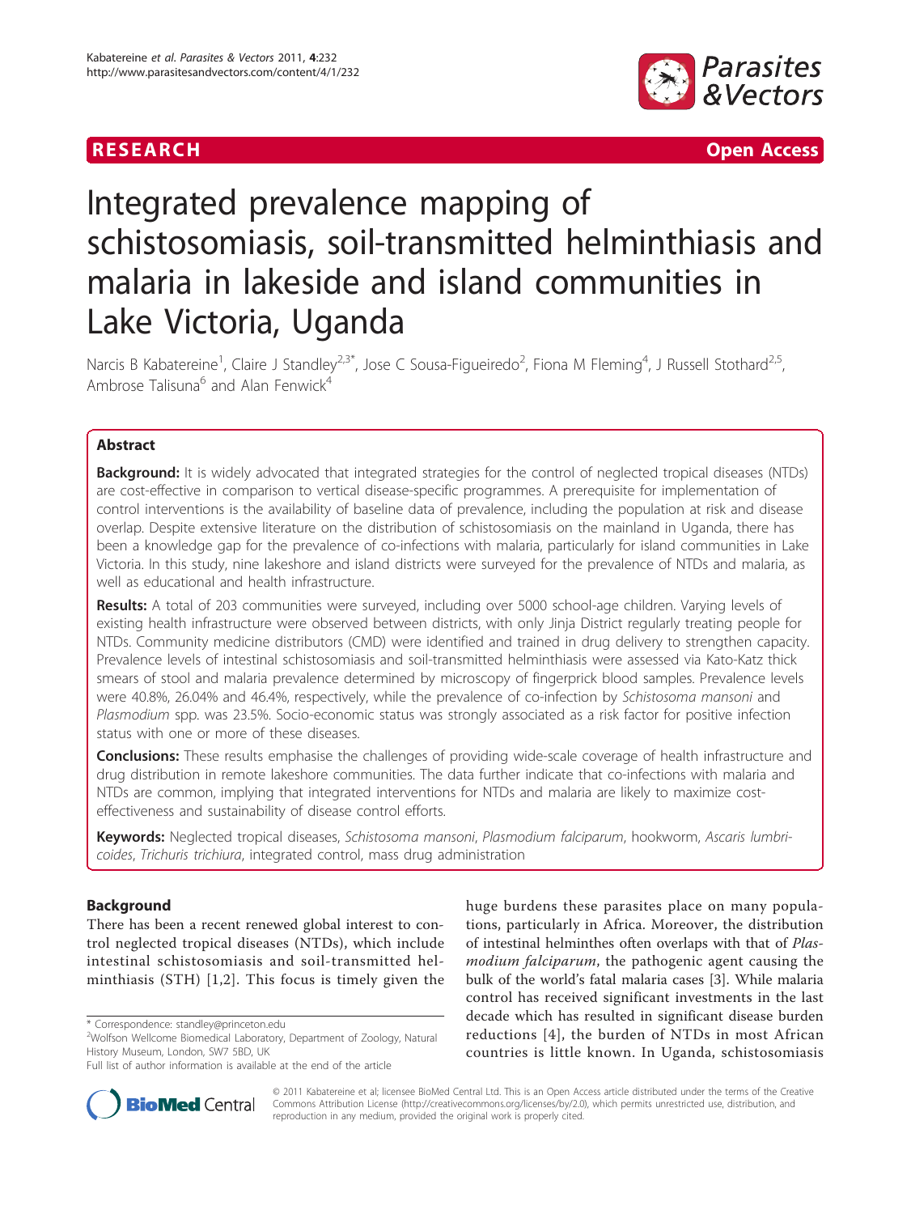RESEARCH Open Access

# Integrated prevalence mapping of schistosomiasis, soil-transmitted helminthiasis and malaria in lakeside and island communities in Lake Victoria, Uganda

Narcis B Kabatereine[1], Claire J Standley[2,3*], Jose C Sousa-Figueiredo[2], Fiona M Fleming[4], J Russell Stothard[2,5], Ambrose Talisuna[6] and Alan Fenwick[4]

## Abstract

**Background:** It is widely advocated that integrated strategies for the control of neglected tropical diseases (NTDs) are cost-effective in comparison to vertical disease-specific programmes. A prerequisite for implementation of control interventions is the availability of baseline data of prevalence, including the population at risk and disease overlap. Despite extensive literature on the distribution of schistosomiasis on the mainland in Uganda, there has been a knowledge gap for the prevalence of co-infections with malaria, particularly for island communities in Lake Victoria. In this study, nine lakeshore and island districts were surveyed for the prevalence of NTDs and malaria, as well as educational and health infrastructure.

**Results:** A total of 203 communities were surveyed, including over 5000 school-age children. Varying levels of existing health infrastructure were observed between districts, with only Jinja District regularly treating people for NTDs. Community medicine distributors (CMD) were identified and trained in drug delivery to strengthen capacity. Prevalence levels of intestinal schistosomiasis and soil-transmitted helminthiasis were assessed via Kato-Katz thick smears of stool and malaria prevalence determined by microscopy of fingerprick blood samples. Prevalence levels were 40.8%, 26.04% and 46.4%, respectively, while the prevalence of co-infection by *Schistosoma mansoni* and *Plasmodium* spp. was 23.5%. Socio-economic status was strongly associated as a risk factor for positive infection status with one or more of these diseases.

**Conclusions:** These results emphasise the challenges of providing wide-scale coverage of health infrastructure and drug distribution in remote lakeshore communities. The data further indicate that co-infections with malaria and NTDs are common, implying that integrated interventions for NTDs and malaria are likely to maximize cost-effectiveness and sustainability of disease control efforts.

**Keywords:** Neglected tropical diseases, *Schistosoma mansoni*, *Plasmodium falciparum*, hookworm, *Ascaris lumbricoides*, *Trichuris trichiura*, integrated control, mass drug administration

## Background

There has been a recent renewed global interest to control neglected tropical diseases (NTDs), which include intestinal schistosomiasis and soil-transmitted helminthiasis (STH) [1,2]. This focus is timely given the huge burdens these parasites place on many populations, particularly in Africa. Moreover, the distribution of intestinal helminthes often overlaps with that of *Plasmodium falciparum*, the pathogenic agent causing the bulk of the world's fatal malaria cases [3]. While malaria control has received significant investments in the last decade which has resulted in significant disease burden reductions [4], the burden of NTDs in most African countries is little known. In Uganda, schistosomiasis

\* Correspondence: standley@princeton.edu
[2]Wolfson Wellcome Biomedical Laboratory, Department of Zoology, Natural History Museum, London, SW7 5BD, UK
Full list of author information is available at the end of the article

© 2011 Kabatereine et al; licensee BioMed Central Ltd. This is an Open Access article distributed under the terms of the Creative Commons Attribution License (http://creativecommons.org/licenses/by/2.0), which permits unrestricted use, distribution, and reproduction in any medium, provided the original work is properly cited.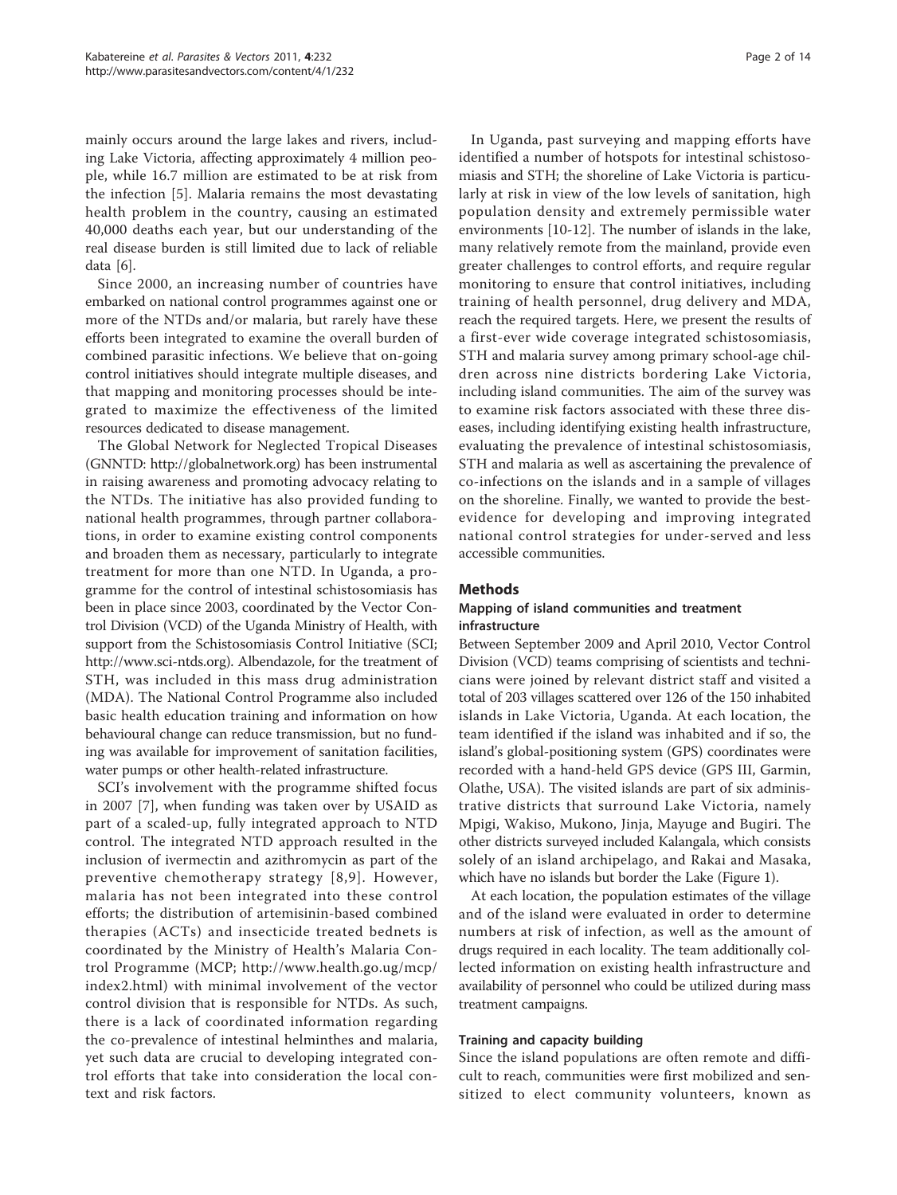mainly occurs around the large lakes and rivers, including Lake Victoria, affecting approximately 4 million people, while 16.7 million are estimated to be at risk from the infection [5]. Malaria remains the most devastating health problem in the country, causing an estimated 40,000 deaths each year, but our understanding of the real disease burden is still limited due to lack of reliable data [6].

Since 2000, an increasing number of countries have embarked on national control programmes against one or more of the NTDs and/or malaria, but rarely have these efforts been integrated to examine the overall burden of combined parasitic infections. We believe that on-going control initiatives should integrate multiple diseases, and that mapping and monitoring processes should be integrated to maximize the effectiveness of the limited resources dedicated to disease management.

The Global Network for Neglected Tropical Diseases (GNNTD: http://globalnetwork.org) has been instrumental in raising awareness and promoting advocacy relating to the NTDs. The initiative has also provided funding to national health programmes, through partner collaborations, in order to examine existing control components and broaden them as necessary, particularly to integrate treatment for more than one NTD. In Uganda, a programme for the control of intestinal schistosomiasis has been in place since 2003, coordinated by the Vector Control Division (VCD) of the Uganda Ministry of Health, with support from the Schistosomiasis Control Initiative (SCI; http://www.sci-ntds.org). Albendazole, for the treatment of STH, was included in this mass drug administration (MDA). The National Control Programme also included basic health education training and information on how behavioural change can reduce transmission, but no funding was available for improvement of sanitation facilities, water pumps or other health-related infrastructure.

SCI's involvement with the programme shifted focus in 2007 [7], when funding was taken over by USAID as part of a scaled-up, fully integrated approach to NTD control. The integrated NTD approach resulted in the inclusion of ivermectin and azithromycin as part of the preventive chemotherapy strategy [8,9]. However, malaria has not been integrated into these control efforts; the distribution of artemisinin-based combined therapies (ACTs) and insecticide treated bednets is coordinated by the Ministry of Health's Malaria Control Programme (MCP; http://www.health.go.ug/mcp/index2.html) with minimal involvement of the vector control division that is responsible for NTDs. As such, there is a lack of coordinated information regarding the co-prevalence of intestinal helminthes and malaria, yet such data are crucial to developing integrated control efforts that take into consideration the local context and risk factors.

In Uganda, past surveying and mapping efforts have identified a number of hotspots for intestinal schistosomiasis and STH; the shoreline of Lake Victoria is particularly at risk in view of the low levels of sanitation, high population density and extremely permissible water environments [10-12]. The number of islands in the lake, many relatively remote from the mainland, provide even greater challenges to control efforts, and require regular monitoring to ensure that control initiatives, including training of health personnel, drug delivery and MDA, reach the required targets. Here, we present the results of a first-ever wide coverage integrated schistosomiasis, STH and malaria survey among primary school-age children across nine districts bordering Lake Victoria, including island communities. The aim of the survey was to examine risk factors associated with these three diseases, including identifying existing health infrastructure, evaluating the prevalence of intestinal schistosomiasis, STH and malaria as well as ascertaining the prevalence of co-infections on the islands and in a sample of villages on the shoreline. Finally, we wanted to provide the best-evidence for developing and improving integrated national control strategies for under-served and less accessible communities.

## Methods

### Mapping of island communities and treatment infrastructure

Between September 2009 and April 2010, Vector Control Division (VCD) teams comprising of scientists and technicians were joined by relevant district staff and visited a total of 203 villages scattered over 126 of the 150 inhabited islands in Lake Victoria, Uganda. At each location, the team identified if the island was inhabited and if so, the island's global-positioning system (GPS) coordinates were recorded with a hand-held GPS device (GPS III, Garmin, Olathe, USA). The visited islands are part of six administrative districts that surround Lake Victoria, namely Mpigi, Wakiso, Mukono, Jinja, Mayuge and Bugiri. The other districts surveyed included Kalangala, which consists solely of an island archipelago, and Rakai and Masaka, which have no islands but border the Lake (Figure 1).

At each location, the population estimates of the village and of the island were evaluated in order to determine numbers at risk of infection, as well as the amount of drugs required in each locality. The team additionally collected information on existing health infrastructure and availability of personnel who could be utilized during mass treatment campaigns.

### Training and capacity building

Since the island populations are often remote and difficult to reach, communities were first mobilized and sensitized to elect community volunteers, known as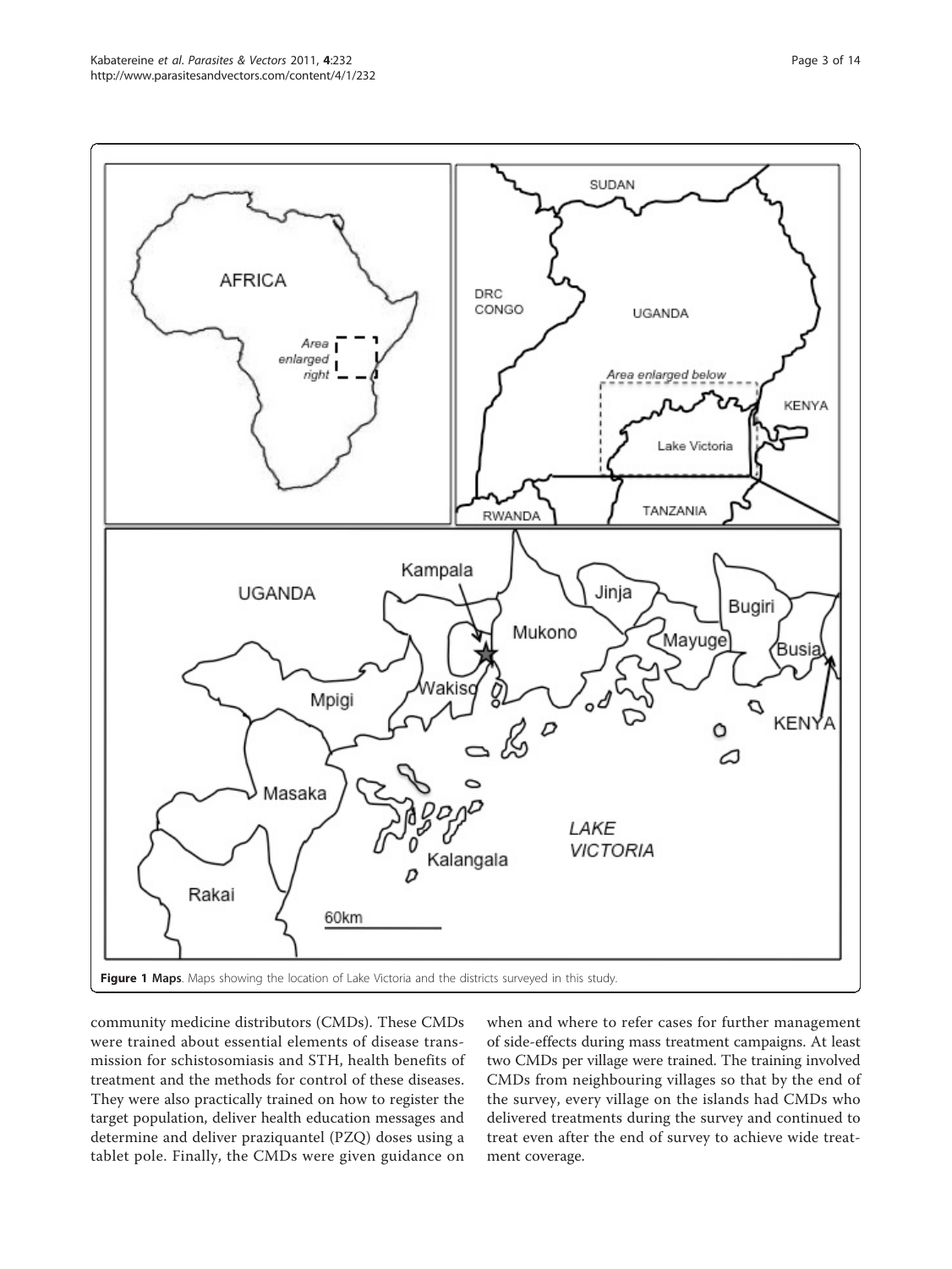**Figure 1 Maps**. Maps showing the location of Lake Victoria and the districts surveyed in this study.

community medicine distributors (CMDs). These CMDs were trained about essential elements of disease transmission for schistosomiasis and STH, health benefits of treatment and the methods for control of these diseases. They were also practically trained on how to register the target population, deliver health education messages and determine and deliver praziquantel (PZQ) doses using a tablet pole. Finally, the CMDs were given guidance on when and where to refer cases for further management of side-effects during mass treatment campaigns. At least two CMDs per village were trained. The training involved CMDs from neighbouring villages so that by the end of the survey, every village on the islands had CMDs who delivered treatments during the survey and continued to treat even after the end of survey to achieve wide treatment coverage.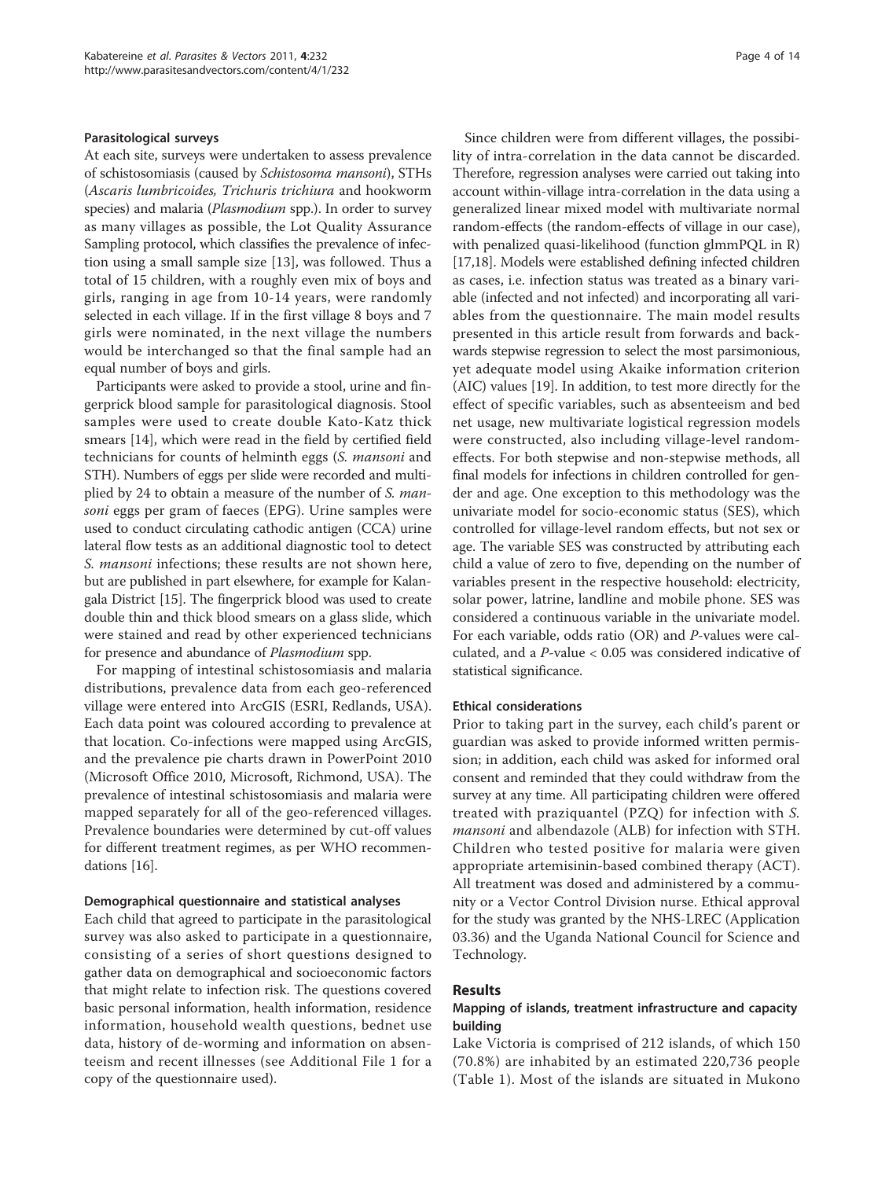### Parasitological surveys

At each site, surveys were undertaken to assess prevalence of schistosomiasis (caused by *Schistosoma mansoni*), STHs (*Ascaris lumbricoides, Trichuris trichiura* and hookworm species) and malaria (*Plasmodium* spp.). In order to survey as many villages as possible, the Lot Quality Assurance Sampling protocol, which classifies the prevalence of infection using a small sample size [13], was followed. Thus a total of 15 children, with a roughly even mix of boys and girls, ranging in age from 10-14 years, were randomly selected in each village. If in the first village 8 boys and 7 girls were nominated, in the next village the numbers would be interchanged so that the final sample had an equal number of boys and girls.

Participants were asked to provide a stool, urine and fingerprick blood sample for parasitological diagnosis. Stool samples were used to create double Kato-Katz thick smears [14], which were read in the field by certified field technicians for counts of helminth eggs (*S. mansoni* and STH). Numbers of eggs per slide were recorded and multiplied by 24 to obtain a measure of the number of *S. mansoni* eggs per gram of faeces (EPG). Urine samples were used to conduct circulating cathodic antigen (CCA) urine lateral flow tests as an additional diagnostic tool to detect *S. mansoni* infections; these results are not shown here, but are published in part elsewhere, for example for Kalangala District [15]. The fingerprick blood was used to create double thin and thick blood smears on a glass slide, which were stained and read by other experienced technicians for presence and abundance of *Plasmodium* spp.

For mapping of intestinal schistosomiasis and malaria distributions, prevalence data from each geo-referenced village were entered into ArcGIS (ESRI, Redlands, USA). Each data point was coloured according to prevalence at that location. Co-infections were mapped using ArcGIS, and the prevalence pie charts drawn in PowerPoint 2010 (Microsoft Office 2010, Microsoft, Richmond, USA). The prevalence of intestinal schistosomiasis and malaria were mapped separately for all of the geo-referenced villages. Prevalence boundaries were determined by cut-off values for different treatment regimes, as per WHO recommendations [16].

### Demographical questionnaire and statistical analyses

Each child that agreed to participate in the parasitological survey was also asked to participate in a questionnaire, consisting of a series of short questions designed to gather data on demographical and socioeconomic factors that might relate to infection risk. The questions covered basic personal information, health information, residence information, household wealth questions, bednet use data, history of de-worming and information on absenteeism and recent illnesses (see Additional File 1 for a copy of the questionnaire used).

Since children were from different villages, the possibility of intra-correlation in the data cannot be discarded. Therefore, regression analyses were carried out taking into account within-village intra-correlation in the data using a generalized linear mixed model with multivariate normal random-effects (the random-effects of village in our case), with penalized quasi-likelihood (function glmmPQL in R) [17,18]. Models were established defining infected children as cases, i.e. infection status was treated as a binary variable (infected and not infected) and incorporating all variables from the questionnaire. The main model results presented in this article result from forwards and backwards stepwise regression to select the most parsimonious, yet adequate model using Akaike information criterion (AIC) values [19]. In addition, to test more directly for the effect of specific variables, such as absenteeism and bed net usage, new multivariate logistical regression models were constructed, also including village-level random-effects. For both stepwise and non-stepwise methods, all final models for infections in children controlled for gender and age. One exception to this methodology was the univariate model for socio-economic status (SES), which controlled for village-level random effects, but not sex or age. The variable SES was constructed by attributing each child a value of zero to five, depending on the number of variables present in the respective household: electricity, solar power, latrine, landline and mobile phone. SES was considered a continuous variable in the univariate model. For each variable, odds ratio (OR) and *P*-values were calculated, and a *P*-value < 0.05 was considered indicative of statistical significance.

### Ethical considerations

Prior to taking part in the survey, each child's parent or guardian was asked to provide informed written permission; in addition, each child was asked for informed oral consent and reminded that they could withdraw from the survey at any time. All participating children were offered treated with praziquantel (PZQ) for infection with *S. mansoni* and albendazole (ALB) for infection with STH. Children who tested positive for malaria were given appropriate artemisinin-based combined therapy (ACT). All treatment was dosed and administered by a community or a Vector Control Division nurse. Ethical approval for the study was granted by the NHS-LREC (Application 03.36) and the Uganda National Council for Science and Technology.

## Results

### Mapping of islands, treatment infrastructure and capacity building

Lake Victoria is comprised of 212 islands, of which 150 (70.8%) are inhabited by an estimated 220,736 people (Table 1). Most of the islands are situated in Mukono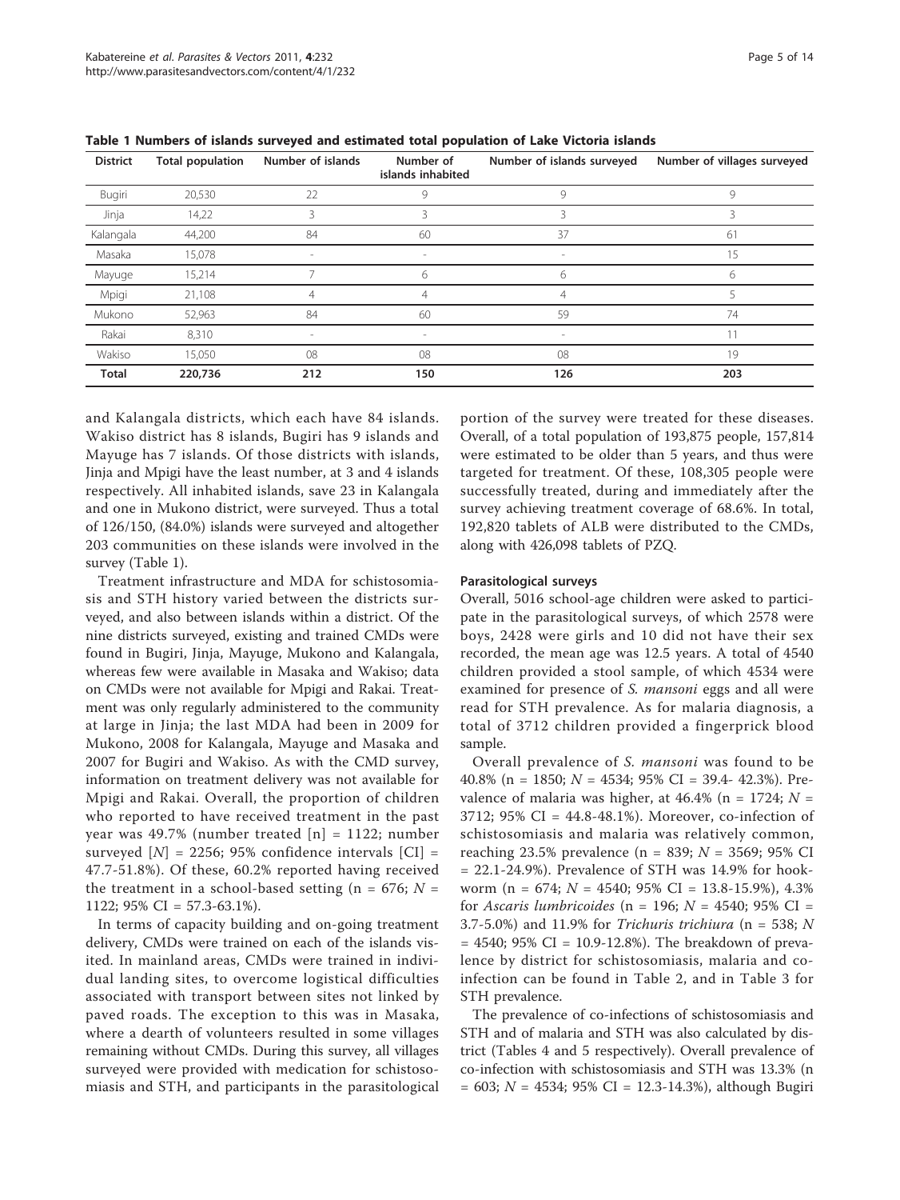**Table 1 Numbers of islands surveyed and estimated total population of Lake Victoria islands**

| District | Total population | Number of islands | Number of islands inhabited | Number of islands surveyed | Number of villages surveyed |
|---|---|---|---|---|---|
| Bugiri | 20,530 | 22 | 9 | 9 | 9 |
| Jinja | 14,22 | 3 | 3 | 3 | 3 |
| Kalangala | 44,200 | 84 | 60 | 37 | 61 |
| Masaka | 15,078 | - | - | - | 15 |
| Mayuge | 15,214 | 7 | 6 | 6 | 6 |
| Mpigi | 21,108 | 4 | 4 | 4 | 5 |
| Mukono | 52,963 | 84 | 60 | 59 | 74 |
| Rakai | 8,310 | - | - | - | 11 |
| Wakiso | 15,050 | 08 | 08 | 08 | 19 |
| **Total** | **220,736** | **212** | **150** | **126** | **203** |

and Kalangala districts, which each have 84 islands. Wakiso district has 8 islands, Bugiri has 9 islands and Mayuge has 7 islands. Of those districts with islands, Jinja and Mpigi have the least number, at 3 and 4 islands respectively. All inhabited islands, save 23 in Kalangala and one in Mukono district, were surveyed. Thus a total of 126/150, (84.0%) islands were surveyed and altogether 203 communities on these islands were involved in the survey (Table 1).

Treatment infrastructure and MDA for schistosomiasis and STH history varied between the districts surveyed, and also between islands within a district. Of the nine districts surveyed, existing and trained CMDs were found in Bugiri, Jinja, Mayuge, Mukono and Kalangala, whereas few were available in Masaka and Wakiso; data on CMDs were not available for Mpigi and Rakai. Treatment was only regularly administered to the community at large in Jinja; the last MDA had been in 2009 for Mukono, 2008 for Kalangala, Mayuge and Masaka and 2007 for Bugiri and Wakiso. As with the CMD survey, information on treatment delivery was not available for Mpigi and Rakai. Overall, the proportion of children who reported to have received treatment in the past year was 49.7% (number treated [n] = 1122; number surveyed [*N*] = 2256; 95% confidence intervals [CI] = 47.7-51.8%). Of these, 60.2% reported having received the treatment in a school-based setting (n = 676; *N* = 1122; 95% CI = 57.3-63.1%).

In terms of capacity building and on-going treatment delivery, CMDs were trained on each of the islands visited. In mainland areas, CMDs were trained in individual landing sites, to overcome logistical difficulties associated with transport between sites not linked by paved roads. The exception to this was in Masaka, where a dearth of volunteers resulted in some villages remaining without CMDs. During this survey, all villages surveyed were provided with medication for schistosomiasis and STH, and participants in the parasitological portion of the survey were treated for these diseases. Overall, of a total population of 193,875 people, 157,814 were estimated to be older than 5 years, and thus were targeted for treatment. Of these, 108,305 people were successfully treated, during and immediately after the survey achieving treatment coverage of 68.6%. In total, 192,820 tablets of ALB were distributed to the CMDs, along with 426,098 tablets of PZQ.

#### Parasitological surveys

Overall, 5016 school-age children were asked to participate in the parasitological surveys, of which 2578 were boys, 2428 were girls and 10 did not have their sex recorded, the mean age was 12.5 years. A total of 4540 children provided a stool sample, of which 4534 were examined for presence of *S. mansoni* eggs and all were read for STH prevalence. As for malaria diagnosis, a total of 3712 children provided a fingerprick blood sample.

Overall prevalence of *S. mansoni* was found to be 40.8% (n = 1850; *N* = 4534; 95% CI = 39.4- 42.3%). Prevalence of malaria was higher, at 46.4% (n = 1724; *N* = 3712; 95% CI = 44.8-48.1%). Moreover, co-infection of schistosomiasis and malaria was relatively common, reaching 23.5% prevalence (n = 839; *N* = 3569; 95% CI = 22.1-24.9%). Prevalence of STH was 14.9% for hookworm (n = 674; *N* = 4540; 95% CI = 13.8-15.9%), 4.3% for *Ascaris lumbricoides* (n = 196; *N* = 4540; 95% CI = 3.7-5.0%) and 11.9% for *Trichuris trichiura* (n = 538; *N* = 4540; 95% CI = 10.9-12.8%). The breakdown of prevalence by district for schistosomiasis, malaria and co-infection can be found in Table 2, and in Table 3 for STH prevalence.

The prevalence of co-infections of schistosomiasis and STH and of malaria and STH was also calculated by district (Tables 4 and 5 respectively). Overall prevalence of co-infection with schistosomiasis and STH was 13.3% (n = 603; *N* = 4534; 95% CI = 12.3-14.3%), although Bugiri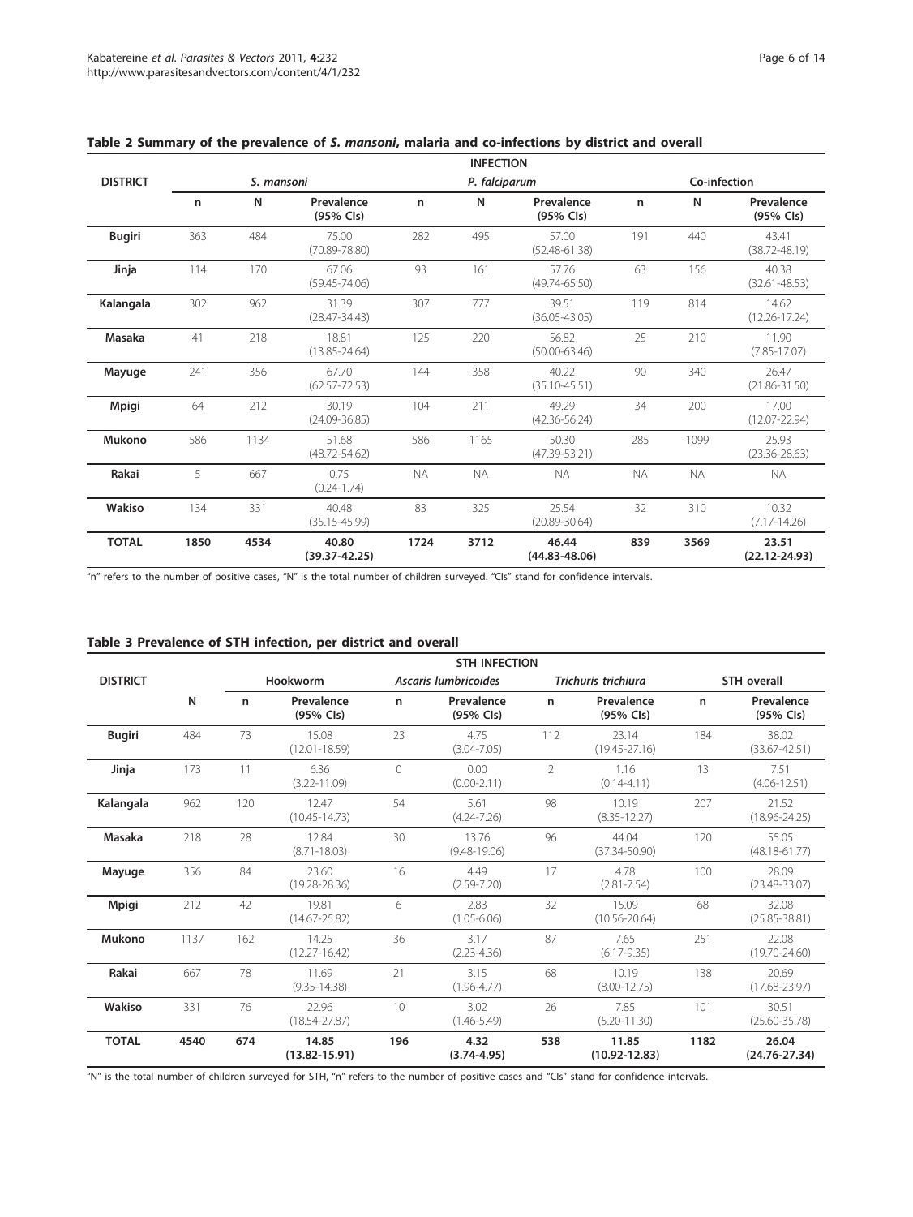**Table 2 Summary of the prevalence of *S. mansoni*, malaria and co-infections by district and overall**

| DISTRICT | INFECTION | | | | | | | | |
|---|---|---|---|---|---|---|---|---|---|
| | *S. mansoni* | | | *P. falciparum* | | | Co-infection | | |
| | n | N | Prevalence (95% CIs) | n | N | Prevalence (95% CIs) | n | N | Prevalence (95% CIs) |
| **Bugiri** | 363 | 484 | 75.00 (70.89-78.80) | 282 | 495 | 57.00 (52.48-61.38) | 191 | 440 | 43.41 (38.72-48.19) |
| **Jinja** | 114 | 170 | 67.06 (59.45-74.06) | 93 | 161 | 57.76 (49.74-65.50) | 63 | 156 | 40.38 (32.61-48.53) |
| **Kalangala** | 302 | 962 | 31.39 (28.47-34.43) | 307 | 777 | 39.51 (36.05-43.05) | 119 | 814 | 14.62 (12.26-17.24) |
| **Masaka** | 41 | 218 | 18.81 (13.85-24.64) | 125 | 220 | 56.82 (50.00-63.46) | 25 | 210 | 11.90 (7.85-17.07) |
| **Mayuge** | 241 | 356 | 67.70 (62.57-72.53) | 144 | 358 | 40.22 (35.10-45.51) | 90 | 340 | 26.47 (21.86-31.50) |
| **Mpigi** | 64 | 212 | 30.19 (24.09-36.85) | 104 | 211 | 49.29 (42.36-56.24) | 34 | 200 | 17.00 (12.07-22.94) |
| **Mukono** | 586 | 1134 | 51.68 (48.72-54.62) | 586 | 1165 | 50.30 (47.39-53.21) | 285 | 1099 | 25.93 (23.36-28.63) |
| **Rakai** | 5 | 667 | 0.75 (0.24-1.74) | NA | NA | NA | NA | NA | NA |
| **Wakiso** | 134 | 331 | 40.48 (35.15-45.99) | 83 | 325 | 25.54 (20.89-30.64) | 32 | 310 | 10.32 (7.17-14.26) |
| **TOTAL** | **1850** | **4534** | **40.80 (39.37-42.25)** | **1724** | **3712** | **46.44 (44.83-48.06)** | **839** | **3569** | **23.51 (22.12-24.93)** |

"n" refers to the number of positive cases, "N" is the total number of children surveyed. "CIs" stand for confidence intervals.

**Table 3 Prevalence of STH infection, per district and overall**

| DISTRICT | STH INFECTION | | | | | | | | |
|---|---|---|---|---|---|---|---|---|---|
| | | Hookworm | | *Ascaris lumbricoides* | | *Trichuris trichiura* | | STH overall | |
| | N | n | Prevalence (95% CIs) | n | Prevalence (95% CIs) | n | Prevalence (95% CIs) | n | Prevalence (95% CIs) |
| **Bugiri** | 484 | 73 | 15.08 (12.01-18.59) | 23 | 4.75 (3.04-7.05) | 112 | 23.14 (19.45-27.16) | 184 | 38.02 (33.67-42.51) |
| **Jinja** | 173 | 11 | 6.36 (3.22-11.09) | 0 | 0.00 (0.00-2.11) | 2 | 1.16 (0.14-4.11) | 13 | 7.51 (4.06-12.51) |
| **Kalangala** | 962 | 120 | 12.47 (10.45-14.73) | 54 | 5.61 (4.24-7.26) | 98 | 10.19 (8.35-12.27) | 207 | 21.52 (18.96-24.25) |
| **Masaka** | 218 | 28 | 12.84 (8.71-18.03) | 30 | 13.76 (9.48-19.06) | 96 | 44.04 (37.34-50.90) | 120 | 55.05 (48.18-61.77) |
| **Mayuge** | 356 | 84 | 23.60 (19.28-28.36) | 16 | 4.49 (2.59-7.20) | 17 | 4.78 (2.81-7.54) | 100 | 28.09 (23.48-33.07) |
| **Mpigi** | 212 | 42 | 19.81 (14.67-25.82) | 6 | 2.83 (1.05-6.06) | 32 | 15.09 (10.56-20.64) | 68 | 32.08 (25.85-38.81) |
| **Mukono** | 1137 | 162 | 14.25 (12.27-16.42) | 36 | 3.17 (2.23-4.36) | 87 | 7.65 (6.17-9.35) | 251 | 22.08 (19.70-24.60) |
| **Rakai** | 667 | 78 | 11.69 (9.35-14.38) | 21 | 3.15 (1.96-4.77) | 68 | 10.19 (8.00-12.75) | 138 | 20.69 (17.68-23.97) |
| **Wakiso** | 331 | 76 | 22.96 (18.54-27.87) | 10 | 3.02 (1.46-5.49) | 26 | 7.85 (5.20-11.30) | 101 | 30.51 (25.60-35.78) |
| **TOTAL** | **4540** | **674** | **14.85 (13.82-15.91)** | **196** | **4.32 (3.74-4.95)** | **538** | **11.85 (10.92-12.83)** | **1182** | **26.04 (24.76-27.34)** |

"N" is the total number of children surveyed for STH, "n" refers to the number of positive cases and "CIs" stand for confidence intervals.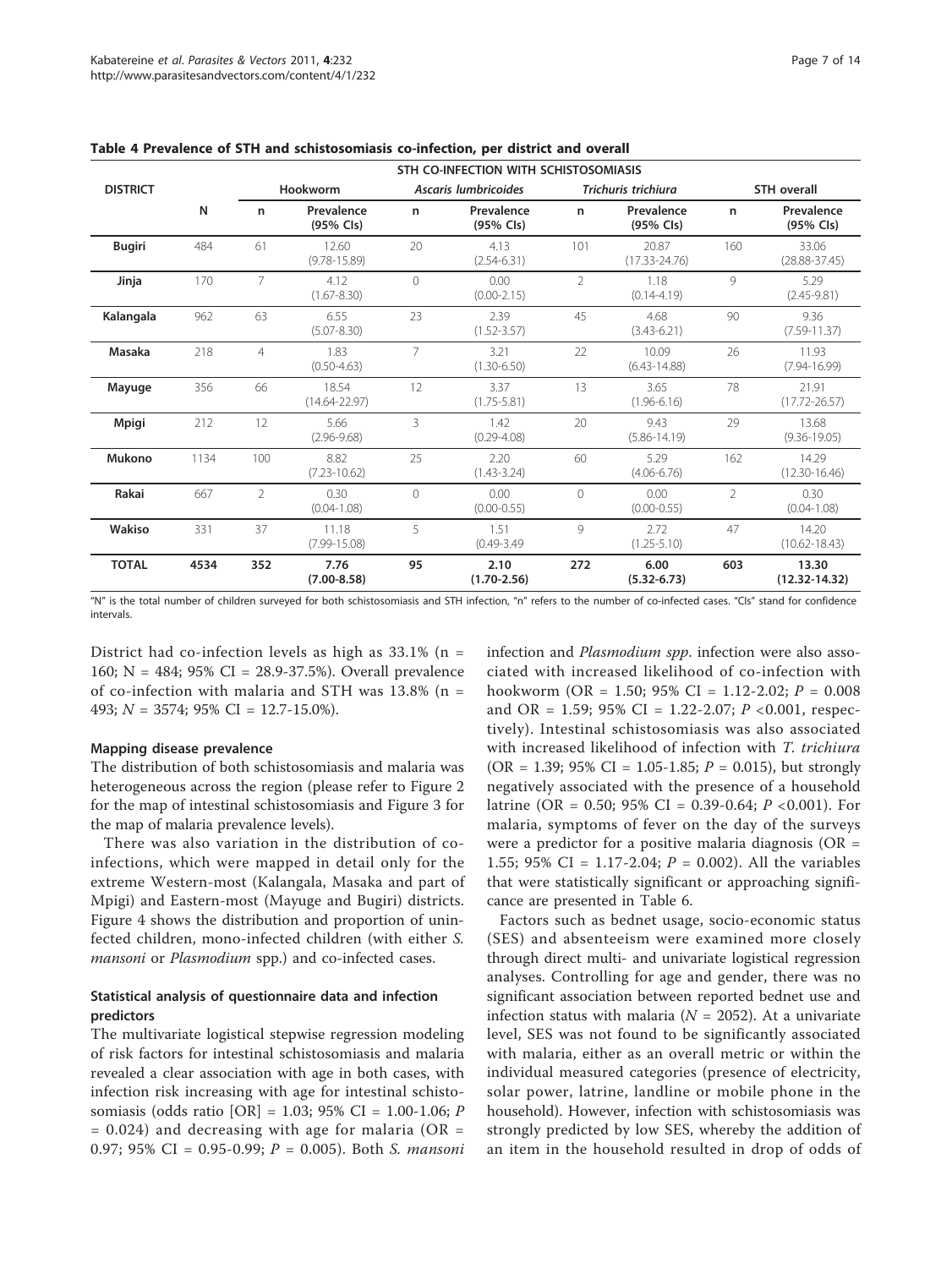**Table 4 Prevalence of STH and schistosomiasis co-infection, per district and overall**

| DISTRICT | | STH CO-INFECTION WITH SCHISTOSOMIASIS | | | | | | | |
|---|---|---|---|---|---|---|---|---|---|
| | | Hookworm | | *Ascaris lumbricoides* | | *Trichuris trichiura* | | STH overall | |
| | N | n | Prevalence (95% CIs) | n | Prevalence (95% CIs) | n | Prevalence (95% CIs) | n | Prevalence (95% CIs) |
| **Bugiri** | 484 | 61 | 12.60 (9.78-15.89) | 20 | 4.13 (2.54-6.31) | 101 | 20.87 (17.33-24.76) | 160 | 33.06 (28.88-37.45) |
| **Jinja** | 170 | 7 | 4.12 (1.67-8.30) | 0 | 0.00 (0.00-2.15) | 2 | 1.18 (0.14-4.19) | 9 | 5.29 (2.45-9.81) |
| **Kalangala** | 962 | 63 | 6.55 (5.07-8.30) | 23 | 2.39 (1.52-3.57) | 45 | 4.68 (3.43-6.21) | 90 | 9.36 (7.59-11.37) |
| **Masaka** | 218 | 4 | 1.83 (0.50-4.63) | 7 | 3.21 (1.30-6.50) | 22 | 10.09 (6.43-14.88) | 26 | 11.93 (7.94-16.99) |
| **Mayuge** | 356 | 66 | 18.54 (14.64-22.97) | 12 | 3.37 (1.75-5.81) | 13 | 3.65 (1.96-6.16) | 78 | 21.91 (17.72-26.57) |
| **Mpigi** | 212 | 12 | 5.66 (2.96-9.68) | 3 | 1.42 (0.29-4.08) | 20 | 9.43 (5.86-14.19) | 29 | 13.68 (9.36-19.05) |
| **Mukono** | 1134 | 100 | 8.82 (7.23-10.62) | 25 | 2.20 (1.43-3.24) | 60 | 5.29 (4.06-6.76) | 162 | 14.29 (12.30-16.46) |
| **Rakai** | 667 | 2 | 0.30 (0.04-1.08) | 0 | 0.00 (0.00-0.55) | 0 | 0.00 (0.00-0.55) | 2 | 0.30 (0.04-1.08) |
| **Wakiso** | 331 | 37 | 11.18 (7.99-15.08) | 5 | 1.51 (0.49-3.49 | 9 | 2.72 (1.25-5.10) | 47 | 14.20 (10.62-18.43) |
| **TOTAL** | **4534** | **352** | **7.76 (7.00-8.58)** | **95** | **2.10 (1.70-2.56)** | **272** | **6.00 (5.32-6.73)** | **603** | **13.30 (12.32-14.32)** |

"N" is the total number of children surveyed for both schistosomiasis and STH infection, "n" refers to the number of co-infected cases. "CIs" stand for confidence intervals.

District had co-infection levels as high as 33.1% (n = 160; N = 484; 95% CI = 28.9-37.5%). Overall prevalence of co-infection with malaria and STH was 13.8% (n = 493; *N* = 3574; 95% CI = 12.7-15.0%).

### Mapping disease prevalence

The distribution of both schistosomiasis and malaria was heterogeneous across the region (please refer to Figure 2 for the map of intestinal schistosomiasis and Figure 3 for the map of malaria prevalence levels).

There was also variation in the distribution of co-infections, which were mapped in detail only for the extreme Western-most (Kalangala, Masaka and part of Mpigi) and Eastern-most (Mayuge and Bugiri) districts. Figure 4 shows the distribution and proportion of uninfected children, mono-infected children (with either *S. mansoni* or *Plasmodium* spp.) and co-infected cases.

### Statistical analysis of questionnaire data and infection predictors

The multivariate logistical stepwise regression modeling of risk factors for intestinal schistosomiasis and malaria revealed a clear association with age in both cases, with infection risk increasing with age for intestinal schistosomiasis (odds ratio [OR] = 1.03; 95% CI = 1.00-1.06; *P* = 0.024) and decreasing with age for malaria (OR = 0.97; 95% CI = 0.95-0.99; *P* = 0.005). Both *S. mansoni* infection and *Plasmodium spp*. infection were also associated with increased likelihood of co-infection with hookworm (OR = 1.50; 95% CI = 1.12-2.02; *P* = 0.008 and OR = 1.59; 95% CI = 1.22-2.07; *P* <0.001, respectively). Intestinal schistosomiasis was also associated with increased likelihood of infection with *T. trichiura* (OR = 1.39; 95% CI = 1.05-1.85; *P* = 0.015), but strongly negatively associated with the presence of a household latrine (OR = 0.50; 95% CI = 0.39-0.64; *P* <0.001). For malaria, symptoms of fever on the day of the surveys were a predictor for a positive malaria diagnosis (OR = 1.55; 95% CI = 1.17-2.04; *P* = 0.002). All the variables that were statistically significant or approaching significance are presented in Table 6.

Factors such as bednet usage, socio-economic status (SES) and absenteeism were examined more closely through direct multi- and univariate logistical regression analyses. Controlling for age and gender, there was no significant association between reported bednet use and infection status with malaria (*N* = 2052). At a univariate level, SES was not found to be significantly associated with malaria, either as an overall metric or within the individual measured categories (presence of electricity, solar power, latrine, landline or mobile phone in the household). However, infection with schistosomiasis was strongly predicted by low SES, whereby the addition of an item in the household resulted in drop of odds of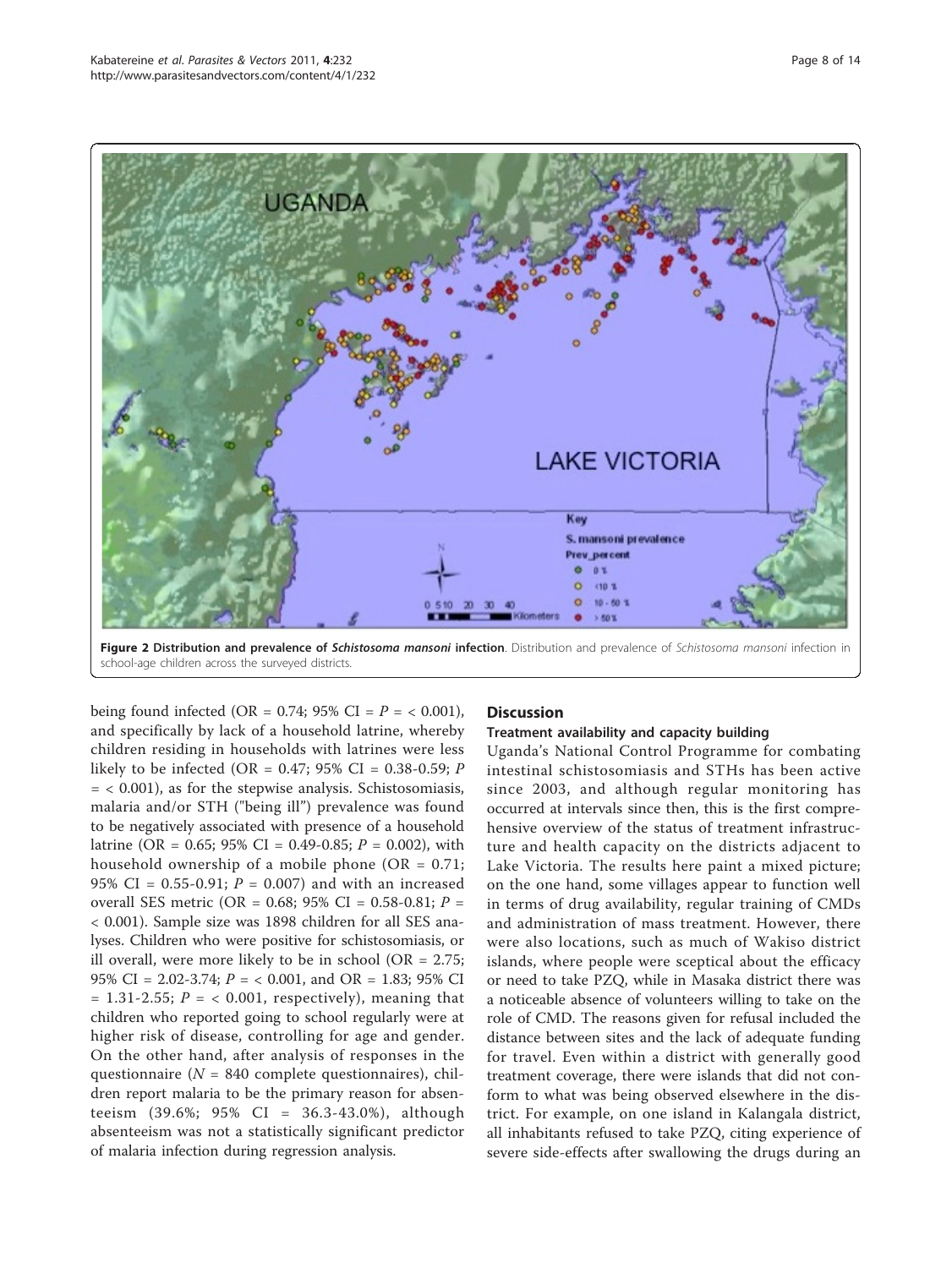**Figure 2 Distribution and prevalence of *Schistosoma mansoni* infection**. Distribution and prevalence of *Schistosoma mansoni* infection in school-age children across the surveyed districts.

being found infected (OR = 0.74; 95% CI = $P$ = < 0.001), and specifically by lack of a household latrine, whereby children residing in households with latrines were less likely to be infected (OR = 0.47; 95% CI = 0.38-0.59; $P$ = < 0.001), as for the stepwise analysis. Schistosomiasis, malaria and/or STH ("being ill") prevalence was found to be negatively associated with presence of a household latrine (OR = 0.65; 95% CI = 0.49-0.85; $P$ = 0.002), with household ownership of a mobile phone (OR = 0.71; 95% CI = 0.55-0.91; $P$ = 0.007) and with an increased overall SES metric (OR = 0.68; 95% CI = 0.58-0.81; $P$ = < 0.001). Sample size was 1898 children for all SES analyses. Children who were positive for schistosomiasis, or ill overall, were more likely to be in school (OR = 2.75; 95% CI = 2.02-3.74; $P$ = < 0.001, and OR = 1.83; 95% CI = 1.31-2.55; $P$ = < 0.001, respectively), meaning that children who reported going to school regularly were at higher risk of disease, controlling for age and gender. On the other hand, after analysis of responses in the questionnaire ($N$ = 840 complete questionnaires), children report malaria to be the primary reason for absenteeism (39.6%; 95% CI = 36.3-43.0%), although absenteeism was not a statistically significant predictor of malaria infection during regression analysis.

## Discussion

### Treatment availability and capacity building

Uganda's National Control Programme for combating intestinal schistosomiasis and STHs has been active since 2003, and although regular monitoring has occurred at intervals since then, this is the first comprehensive overview of the status of treatment infrastructure and health capacity on the districts adjacent to Lake Victoria. The results here paint a mixed picture; on the one hand, some villages appear to function well in terms of drug availability, regular training of CMDs and administration of mass treatment. However, there were also locations, such as much of Wakiso district islands, where people were sceptical about the efficacy or need to take PZQ, while in Masaka district there was a noticeable absence of volunteers willing to take on the role of CMD. The reasons given for refusal included the distance between sites and the lack of adequate funding for travel. Even within a district with generally good treatment coverage, there were islands that did not conform to what was being observed elsewhere in the district. For example, on one island in Kalangala district, all inhabitants refused to take PZQ, citing experience of severe side-effects after swallowing the drugs during an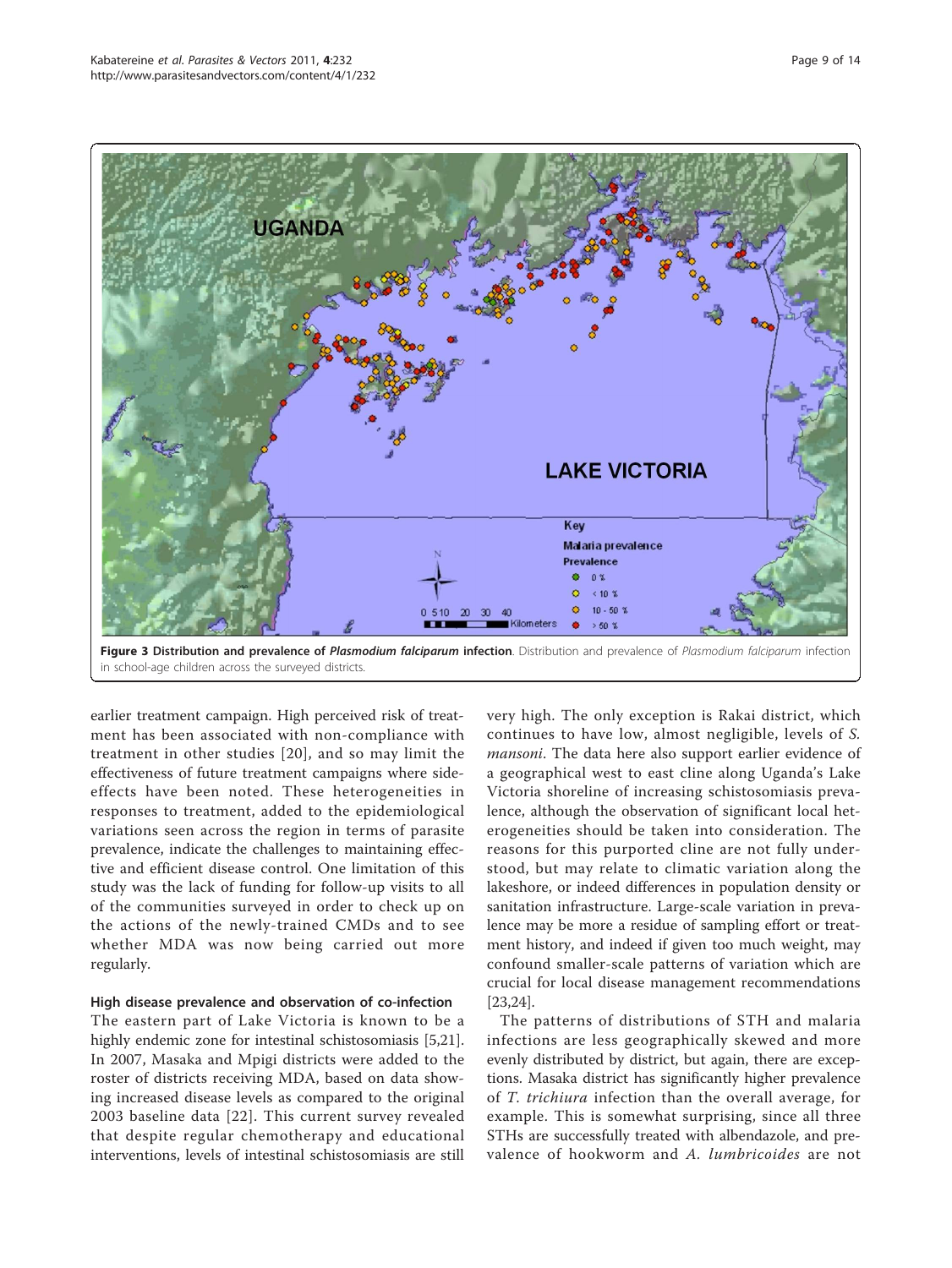UGANDA

LAKE VICTORIA

Key

Malaria prevalence

Prevalence

0 %

< 10 %

10 - 50 %

> 50 %

N

0 5 10 20 30 40

Kilometers

**Figure 3 Distribution and prevalence of *Plasmodium falciparum* infection**. Distribution and prevalence of *Plasmodium falciparum* infection in school-age children across the surveyed districts.

earlier treatment campaign. High perceived risk of treatment has been associated with non-compliance with treatment in other studies [20], and so may limit the effectiveness of future treatment campaigns where side-effects have been noted. These heterogeneities in responses to treatment, added to the epidemiological variations seen across the region in terms of parasite prevalence, indicate the challenges to maintaining effective and efficient disease control. One limitation of this study was the lack of funding for follow-up visits to all of the communities surveyed in order to check up on the actions of the newly-trained CMDs and to see whether MDA was now being carried out more regularly.

### High disease prevalence and observation of co-infection

The eastern part of Lake Victoria is known to be a highly endemic zone for intestinal schistosomiasis [5,21]. In 2007, Masaka and Mpigi districts were added to the roster of districts receiving MDA, based on data showing increased disease levels as compared to the original 2003 baseline data [22]. This current survey revealed that despite regular chemotherapy and educational interventions, levels of intestinal schistosomiasis are still very high. The only exception is Rakai district, which continues to have low, almost negligible, levels of *S. mansoni*. The data here also support earlier evidence of a geographical west to east cline along Uganda's Lake Victoria shoreline of increasing schistosomiasis prevalence, although the observation of significant local heterogeneities should be taken into consideration. The reasons for this purported cline are not fully understood, but may relate to climatic variation along the lakeshore, or indeed differences in population density or sanitation infrastructure. Large-scale variation in prevalence may be more a residue of sampling effort or treatment history, and indeed if given too much weight, may confound smaller-scale patterns of variation which are crucial for local disease management recommendations [23,24].

The patterns of distributions of STH and malaria infections are less geographically skewed and more evenly distributed by district, but again, there are exceptions. Masaka district has significantly higher prevalence of *T. trichiura* infection than the overall average, for example. This is somewhat surprising, since all three STHs are successfully treated with albendazole, and prevalence of hookworm and *A. lumbricoides* are not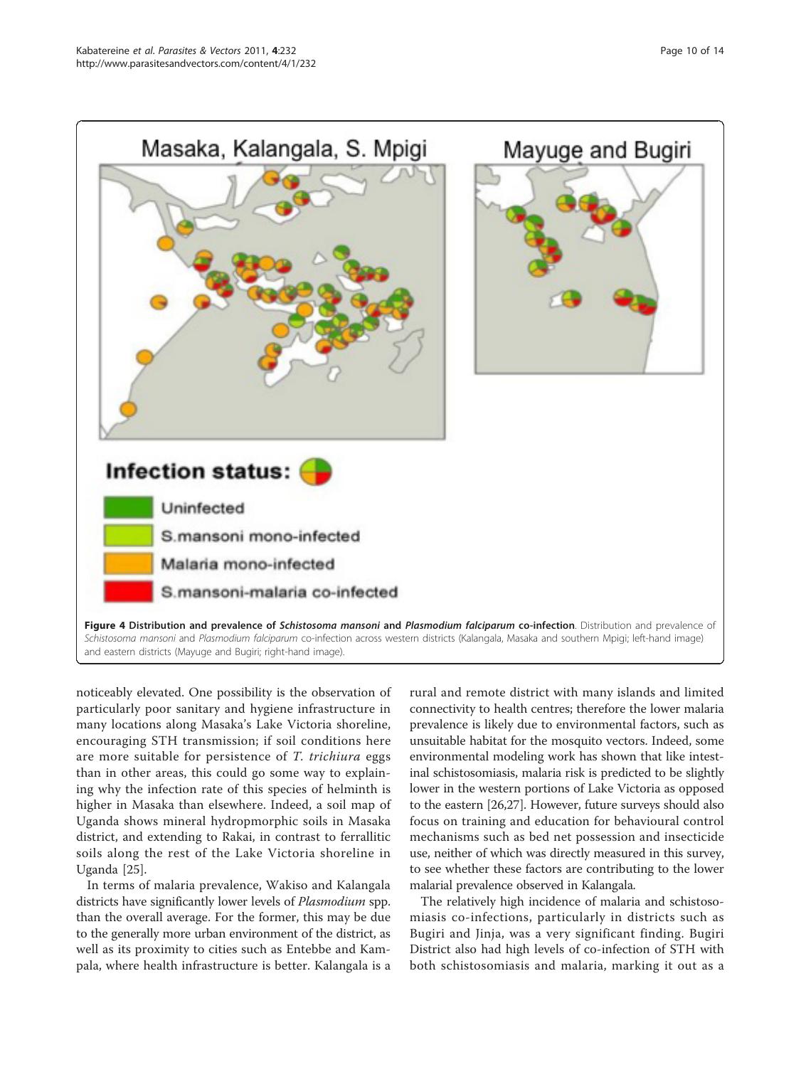Masaka, Kalangala, S. Mpigi

Mayuge and Bugiri

Infection status:

Uninfected

S.mansoni mono-infected

Malaria mono-infected

S.mansoni-malaria co-infected

**Figure 4 Distribution and prevalence of *Schistosoma mansoni* and *Plasmodium falciparum* co-infection**. Distribution and prevalence of *Schistosoma mansoni* and *Plasmodium falciparum* co-infection across western districts (Kalangala, Masaka and southern Mpigi; left-hand image) and eastern districts (Mayuge and Bugiri; right-hand image).

noticeably elevated. One possibility is the observation of particularly poor sanitary and hygiene infrastructure in many locations along Masaka's Lake Victoria shoreline, encouraging STH transmission; if soil conditions here are more suitable for persistence of *T. trichiura* eggs than in other areas, this could go some way to explaining why the infection rate of this species of helminth is higher in Masaka than elsewhere. Indeed, a soil map of Uganda shows mineral hydropmorphic soils in Masaka district, and extending to Rakai, in contrast to ferrallitic soils along the rest of the Lake Victoria shoreline in Uganda [25].

In terms of malaria prevalence, Wakiso and Kalangala districts have significantly lower levels of *Plasmodium* spp. than the overall average. For the former, this may be due to the generally more urban environment of the district, as well as its proximity to cities such as Entebbe and Kampala, where health infrastructure is better. Kalangala is a rural and remote district with many islands and limited connectivity to health centres; therefore the lower malaria prevalence is likely due to environmental factors, such as unsuitable habitat for the mosquito vectors. Indeed, some environmental modeling work has shown that like intestinal schistosomiasis, malaria risk is predicted to be slightly lower in the western portions of Lake Victoria as opposed to the eastern [26,27]. However, future surveys should also focus on training and education for behavioural control mechanisms such as bed net possession and insecticide use, neither of which was directly measured in this survey, to see whether these factors are contributing to the lower malarial prevalence observed in Kalangala.

The relatively high incidence of malaria and schistosomiasis co-infections, particularly in districts such as Bugiri and Jinja, was a very significant finding. Bugiri District also had high levels of co-infection of STH with both schistosomiasis and malaria, marking it out as a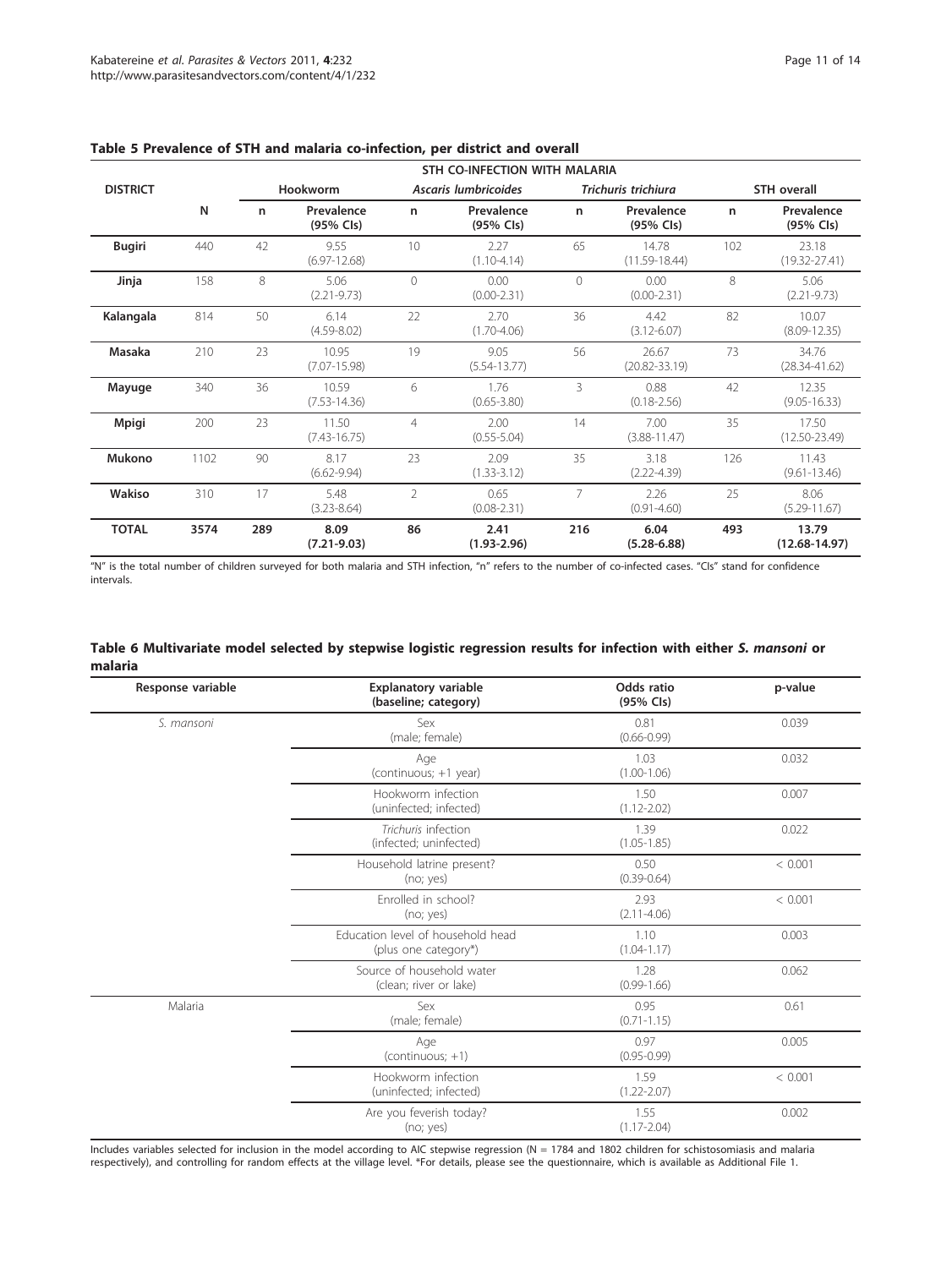**Table 5 Prevalence of STH and malaria co-infection, per district and overall**

| DISTRICT | N | STH CO-INFECTION WITH MALARIA | | | | | | | |
|---|---|---|---|---|---|---|---|---|---|
| | | Hookworm | | *Ascaris lumbricoides* | | *Trichuris trichiura* | | STH overall | |
| | | n | Prevalence (95% CIs) | n | Prevalence (95% CIs) | n | Prevalence (95% CIs) | n | Prevalence (95% CIs) |
| **Bugiri** | 440 | 42 | 9.55 (6.97-12.68) | 10 | 2.27 (1.10-4.14) | 65 | 14.78 (11.59-18.44) | 102 | 23.18 (19.32-27.41) |
| **Jinja** | 158 | 8 | 5.06 (2.21-9.73) | 0 | 0.00 (0.00-2.31) | 0 | 0.00 (0.00-2.31) | 8 | 5.06 (2.21-9.73) |
| **Kalangala** | 814 | 50 | 6.14 (4.59-8.02) | 22 | 2.70 (1.70-4.06) | 36 | 4.42 (3.12-6.07) | 82 | 10.07 (8.09-12.35) |
| **Masaka** | 210 | 23 | 10.95 (7.07-15.98) | 19 | 9.05 (5.54-13.77) | 56 | 26.67 (20.82-33.19) | 73 | 34.76 (28.34-41.62) |
| **Mayuge** | 340 | 36 | 10.59 (7.53-14.36) | 6 | 1.76 (0.65-3.80) | 3 | 0.88 (0.18-2.56) | 42 | 12.35 (9.05-16.33) |
| **Mpigi** | 200 | 23 | 11.50 (7.43-16.75) | 4 | 2.00 (0.55-5.04) | 14 | 7.00 (3.88-11.47) | 35 | 17.50 (12.50-23.49) |
| **Mukono** | 1102 | 90 | 8.17 (6.62-9.94) | 23 | 2.09 (1.33-3.12) | 35 | 3.18 (2.22-4.39) | 126 | 11.43 (9.61-13.46) |
| **Wakiso** | 310 | 17 | 5.48 (3.23-8.64) | 2 | 0.65 (0.08-2.31) | 7 | 2.26 (0.91-4.60) | 25 | 8.06 (5.29-11.67) |
| **TOTAL** | **3574** | **289** | **8.09 (7.21-9.03)** | **86** | **2.41 (1.93-2.96)** | **216** | **6.04 (5.28-6.88)** | **493** | **13.79 (12.68-14.97)** |

"N" is the total number of children surveyed for both malaria and STH infection, "n" refers to the number of co-infected cases. "CIs" stand for confidence intervals.

**Table 6 Multivariate model selected by stepwise logistic regression results for infection with either *S. mansoni* or malaria**

| Response variable | Explanatory variable (baseline; category) | Odds ratio (95% CIs) | p-value |
|---|---|---|---|
| *S. mansoni* | Sex (male; female) | 0.81 (0.66-0.99) | 0.039 |
| | Age (continuous; +1 year) | 1.03 (1.00-1.06) | 0.032 |
| | Hookworm infection (uninfected; infected) | 1.50 (1.12-2.02) | 0.007 |
| | *Trichuris* infection (infected; uninfected) | 1.39 (1.05-1.85) | 0.022 |
| | Household latrine present? (no; yes) | 0.50 (0.39-0.64) | < 0.001 |
| | Enrolled in school? (no; yes) | 2.93 (2.11-4.06) | < 0.001 |
| | Education level of household head (plus one category*) | 1.10 (1.04-1.17) | 0.003 |
| | Source of household water (clean; river or lake) | 1.28 (0.99-1.66) | 0.062 |
| Malaria | Sex (male; female) | 0.95 (0.71-1.15) | 0.61 |
| | Age (continuous; +1) | 0.97 (0.95-0.99) | 0.005 |
| | Hookworm infection (uninfected; infected) | 1.59 (1.22-2.07) | < 0.001 |
| | Are you feverish today? (no; yes) | 1.55 (1.17-2.04) | 0.002 |

Includes variables selected for inclusion in the model according to AIC stepwise regression (N = 1784 and 1802 children for schistosomiasis and malaria respectively), and controlling for random effects at the village level. *For details, please see the questionnaire, which is available as Additional File 1.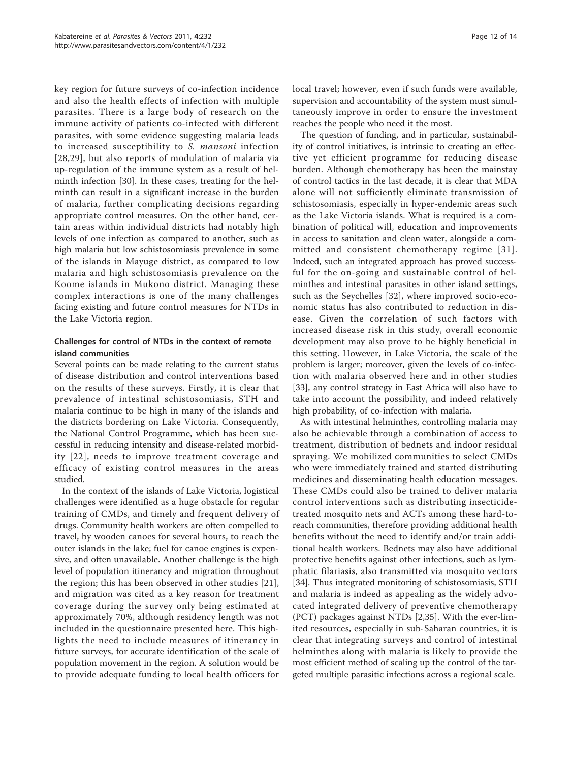key region for future surveys of co-infection incidence and also the health effects of infection with multiple parasites. There is a large body of research on the immune activity of patients co-infected with different parasites, with some evidence suggesting malaria leads to increased susceptibility to *S. mansoni* infection [28,29], but also reports of modulation of malaria via up-regulation of the immune system as a result of helminth infection [30]. In these cases, treating for the helminth can result in a significant increase in the burden of malaria, further complicating decisions regarding appropriate control measures. On the other hand, certain areas within individual districts had notably high levels of one infection as compared to another, such as high malaria but low schistosomiasis prevalence in some of the islands in Mayuge district, as compared to low malaria and high schistosomiasis prevalence on the Koome islands in Mukono district. Managing these complex interactions is one of the many challenges facing existing and future control measures for NTDs in the Lake Victoria region.

### Challenges for control of NTDs in the context of remote island communities

Several points can be made relating to the current status of disease distribution and control interventions based on the results of these surveys. Firstly, it is clear that prevalence of intestinal schistosomiasis, STH and malaria continue to be high in many of the islands and the districts bordering on Lake Victoria. Consequently, the National Control Programme, which has been successful in reducing intensity and disease-related morbidity [22], needs to improve treatment coverage and efficacy of existing control measures in the areas studied.

In the context of the islands of Lake Victoria, logistical challenges were identified as a huge obstacle for regular training of CMDs, and timely and frequent delivery of drugs. Community health workers are often compelled to travel, by wooden canoes for several hours, to reach the outer islands in the lake; fuel for canoe engines is expensive, and often unavailable. Another challenge is the high level of population itinerancy and migration throughout the region; this has been observed in other studies [21], and migration was cited as a key reason for treatment coverage during the survey only being estimated at approximately 70%, although residency length was not included in the questionnaire presented here. This highlights the need to include measures of itinerancy in future surveys, for accurate identification of the scale of population movement in the region. A solution would be to provide adequate funding to local health officers for local travel; however, even if such funds were available, supervision and accountability of the system must simultaneously improve in order to ensure the investment reaches the people who need it the most.

The question of funding, and in particular, sustainability of control initiatives, is intrinsic to creating an effective yet efficient programme for reducing disease burden. Although chemotherapy has been the mainstay of control tactics in the last decade, it is clear that MDA alone will not sufficiently eliminate transmission of schistosomiasis, especially in hyper-endemic areas such as the Lake Victoria islands. What is required is a combination of political will, education and improvements in access to sanitation and clean water, alongside a committed and consistent chemotherapy regime [31]. Indeed, such an integrated approach has proved successful for the on-going and sustainable control of helminthes and intestinal parasites in other island settings, such as the Seychelles [32], where improved socio-economic status has also contributed to reduction in disease. Given the correlation of such factors with increased disease risk in this study, overall economic development may also prove to be highly beneficial in this setting. However, in Lake Victoria, the scale of the problem is larger; moreover, given the levels of co-infection with malaria observed here and in other studies [33], any control strategy in East Africa will also have to take into account the possibility, and indeed relatively high probability, of co-infection with malaria.

As with intestinal helminthes, controlling malaria may also be achievable through a combination of access to treatment, distribution of bednets and indoor residual spraying. We mobilized communities to select CMDs who were immediately trained and started distributing medicines and disseminating health education messages. These CMDs could also be trained to deliver malaria control interventions such as distributing insecticide-treated mosquito nets and ACTs among these hard-to-reach communities, therefore providing additional health benefits without the need to identify and/or train additional health workers. Bednets may also have additional protective benefits against other infections, such as lymphatic filariasis, also transmitted via mosquito vectors [34]. Thus integrated monitoring of schistosomiasis, STH and malaria is indeed as appealing as the widely advocated integrated delivery of preventive chemotherapy (PCT) packages against NTDs [2,35]. With the ever-limited resources, especially in sub-Saharan countries, it is clear that integrating surveys and control of intestinal helminthes along with malaria is likely to provide the most efficient method of scaling up the control of the targeted multiple parasitic infections across a regional scale.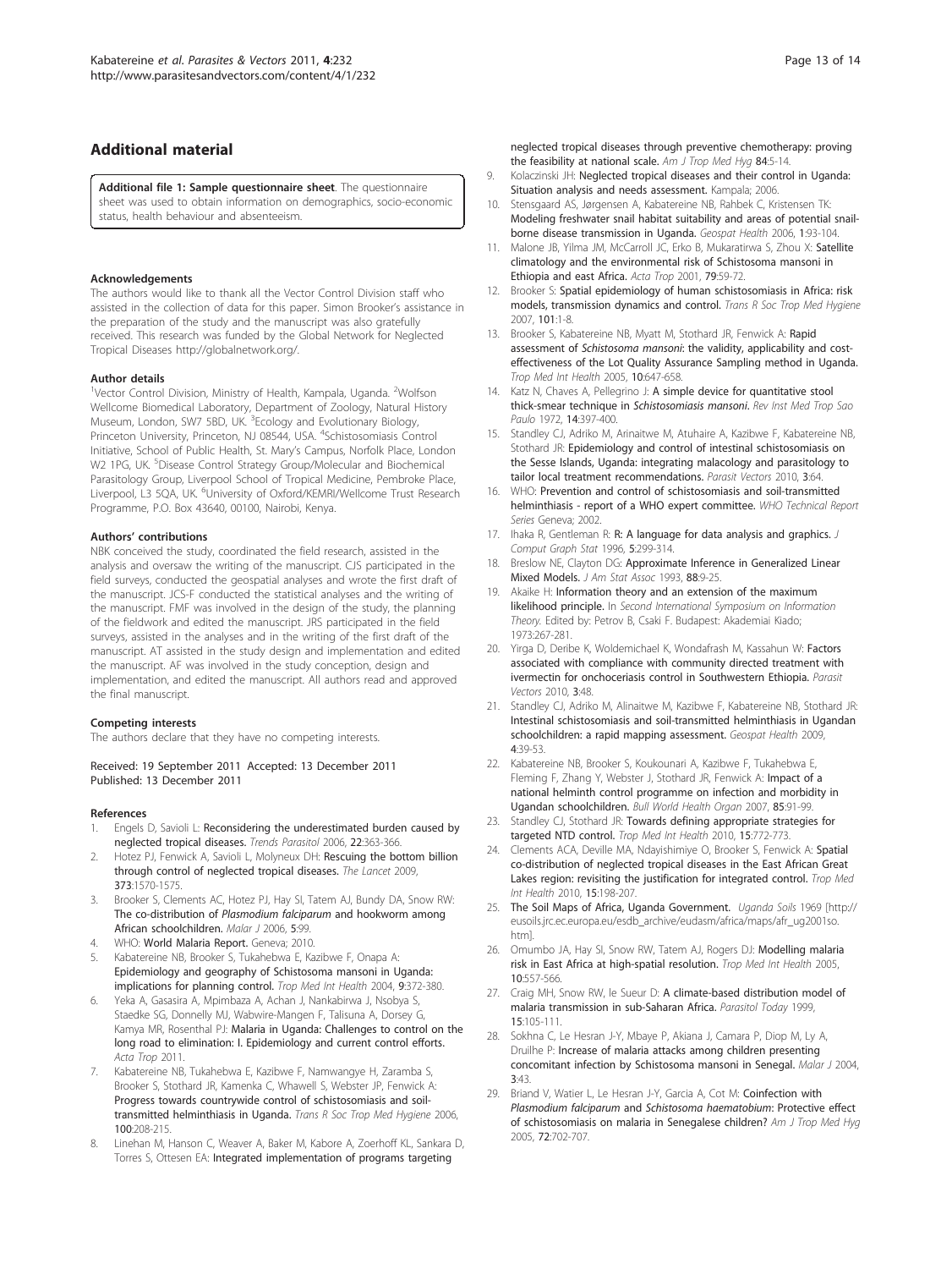## Additional material

**Additional file 1: Sample questionnaire sheet**. The questionnaire sheet was used to obtain information on demographics, socio-economic status, health behaviour and absenteeism.

### Acknowledgements

The authors would like to thank all the Vector Control Division staff who assisted in the collection of data for this paper. Simon Brooker's assistance in the preparation of the study and the manuscript was also gratefully received. This research was funded by the Global Network for Neglected Tropical Diseases http://globalnetwork.org/.

### Author details

[1]Vector Control Division, Ministry of Health, Kampala, Uganda. [2]Wolfson Wellcome Biomedical Laboratory, Department of Zoology, Natural History Museum, London, SW7 5BD, UK. [3]Ecology and Evolutionary Biology, Princeton University, Princeton, NJ 08544, USA. [4]Schistosomiasis Control Initiative, School of Public Health, St. Mary's Campus, Norfolk Place, London W2 1PG, UK. [5]Disease Control Strategy Group/Molecular and Biochemical Parasitology Group, Liverpool School of Tropical Medicine, Pembroke Place, Liverpool, L3 5QA, UK. [6]University of Oxford/KEMRI/Wellcome Trust Research Programme, P.O. Box 43640, 00100, Nairobi, Kenya.

### Authors' contributions

NBK conceived the study, coordinated the field research, assisted in the analysis and oversaw the writing of the manuscript. CJS participated in the field surveys, conducted the geospatial analyses and wrote the first draft of the manuscript. JCS-F conducted the statistical analyses and the writing of the manuscript. FMF was involved in the design of the study, the planning of the fieldwork and edited the manuscript. JRS participated in the field surveys, assisted in the analyses and in the writing of the first draft of the manuscript. AT assisted in the study design and implementation and edited the manuscript. AF was involved in the study conception, design and implementation, and edited the manuscript. All authors read and approved the final manuscript.

### Competing interests

The authors declare that they have no competing interests.

Received: 19 September 2011 Accepted: 13 December 2011
Published: 13 December 2011

### References

1. Engels D, Savioli L: **Reconsidering the underestimated burden caused by neglected tropical diseases.** *Trends Parasitol* 2006, **22**:363-366.
2. Hotez PJ, Fenwick A, Savioli L, Molyneux DH: **Rescuing the bottom billion through control of neglected tropical diseases.** *The Lancet* 2009, **373**:1570-1575.
3. Brooker S, Clements AC, Hotez PJ, Hay SI, Tatem AJ, Bundy DA, Snow RW: **The co-distribution of *Plasmodium falciparum* and hookworm among African schoolchildren.** *Malar J* 2006, **5**:99.
4. WHO: **World Malaria Report.** Geneva; 2010.
5. Kabatereine NB, Brooker S, Tukahebwa E, Kazibwe F, Onapa A: **Epidemiology and geography of Schistosoma mansoni in Uganda: implications for planning control.** *Trop Med Int Health* 2004, **9**:372-380.
6. Yeka A, Gasasira A, Mpimbaza A, Achan J, Nankabirwa J, Nsobya S, Staedke SG, Donnelly MJ, Wabwire-Mangen F, Talisuna A, Dorsey G, Kamya MR, Rosenthal PJ: **Malaria in Uganda: Challenges to control on the long road to elimination: I. Epidemiology and current control efforts.** *Acta Trop* 2011.
7. Kabatereine NB, Tukahebwa E, Kazibwe F, Namwangye H, Zaramba S, Brooker S, Stothard JR, Kamenka C, Whawell S, Webster JP, Fenwick A: **Progress towards countrywide control of schistosomiasis and soil-transmitted helminthiasis in Uganda.** *Trans R Soc Trop Med Hygiene* 2006, **100**:208-215.
8. Linehan M, Hanson C, Weaver A, Baker M, Kabore A, Zoerhoff KL, Sankara D, Torres S, Ottesen EA: **Integrated implementation of programs targeting neglected tropical diseases through preventive chemotherapy: proving the feasibility at national scale.** *Am J Trop Med Hyg* **84**:5-14.
9. Kolaczinski JH: **Neglected tropical diseases and their control in Uganda: Situation analysis and needs assessment.** Kampala; 2006.
10. Stensgaard AS, Jørgensen A, Kabatereine NB, Rahbek C, Kristensen TK: **Modeling freshwater snail habitat suitability and areas of potential snail-borne disease transmission in Uganda.** *Geospat Health* 2006, **1**:93-104.
11. Malone JB, Yilma JM, McCarroll JC, Erko B, Mukaratirwa S, Zhou X: **Satellite climatology and the environmental risk of Schistosoma mansoni in Ethiopia and east Africa.** *Acta Trop* 2001, **79**:59-72.
12. Brooker S: **Spatial epidemiology of human schistosomiasis in Africa: risk models, transmission dynamics and control.** *Trans R Soc Trop Med Hygiene* 2007, **101**:1-8.
13. Brooker S, Kabatereine NB, Myatt M, Stothard JR, Fenwick A: **Rapid assessment of *Schistosoma mansoni*: the validity, applicability and cost-effectiveness of the Lot Quality Assurance Sampling method in Uganda.** *Trop Med Int Health* 2005, **10**:647-658.
14. Katz N, Chaves A, Pellegrino J: **A simple device for quantitative stool thick-smear technique in *Schistosomiasis mansoni*.** *Rev Inst Med Trop Sao Paulo* 1972, **14**:397-400.
15. Standley CJ, Adriko M, Arinaitwe M, Atuhaire A, Kazibwe F, Kabatereine NB, Stothard JR: **Epidemiology and control of intestinal schistosomiasis on the Sesse Islands, Uganda: integrating malacology and parasitology to tailor local treatment recommendations.** *Parasit Vectors* 2010, **3**:64.
16. WHO: **Prevention and control of schistosomiasis and soil-transmitted helminthiasis - report of a WHO expert committee.** *WHO Technical Report Series* Geneva; 2002.
17. Ihaka R, Gentleman R: **R: A language for data analysis and graphics.** *J Comput Graph Stat* 1996, **5**:299-314.
18. Breslow NE, Clayton DG: **Approximate Inference in Generalized Linear Mixed Models.** *J Am Stat Assoc* 1993, **88**:9-25.
19. Akaike H: **Information theory and an extension of the maximum likelihood principle.** In *Second International Symposium on Information Theory.* Edited by: Petrov B, Csaki F. Budapest: Akademiai Kiado; 1973:267-281.
20. Yirga D, Deribe K, Woldemichael K, Wondafrash M, Kassahun W: **Factors associated with compliance with community directed treatment with ivermectin for onchoceriasis control in Southwestern Ethiopia.** *Parasit Vectors* 2010, **3**:48.
21. Standley CJ, Adriko M, Alinaitwe M, Kazibwe F, Kabatereine NB, Stothard JR: **Intestinal schistosomiasis and soil-transmitted helminthiasis in Ugandan schoolchildren: a rapid mapping assessment.** *Geospat Health* 2009, **4**:39-53.
22. Kabatereine NB, Brooker S, Koukounari A, Kazibwe F, Tukahebwa E, Fleming F, Zhang Y, Webster J, Stothard JR, Fenwick A: **Impact of a national helminth control programme on infection and morbidity in Ugandan schoolchildren.** *Bull World Health Organ* 2007, **85**:91-99.
23. Standley CJ, Stothard JR: **Towards defining appropriate strategies for targeted NTD control.** *Trop Med Int Health* 2010, **15**:772-773.
24. Clements ACA, Deville MA, Ndayishimiye O, Brooker S, Fenwick A: **Spatial co-distribution of neglected tropical diseases in the East African Great Lakes region: revisiting the justification for integrated control.** *Trop Med Int Health* 2010, **15**:198-207.
25. **The Soil Maps of Africa, Uganda Government.** *Uganda Soils* 1969 [http://eusoils.jrc.ec.europa.eu/esdb_archive/eudasm/africa/maps/afr_ug2001so.htm].
26. Omumbo JA, Hay SI, Snow RW, Tatem AJ, Rogers DJ: **Modelling malaria risk in East Africa at high-spatial resolution.** *Trop Med Int Health* 2005, **10**:557-566.
27. Craig MH, Snow RW, le Sueur D: **A climate-based distribution model of malaria transmission in sub-Saharan Africa.** *Parasitol Today* 1999, **15**:105-111.
28. Sokhna C, Le Hesran J-Y, Mbaye P, Akiana J, Camara P, Diop M, Ly A, Druilhe P: **Increase of malaria attacks among children presenting concomitant infection by Schistosoma mansoni in Senegal.** *Malar J* 2004, **3**:43.
29. Briand V, Watier L, Le Hesran J-Y, Garcia A, Cot M: **Coinfection with *Plasmodium falciparum* and *Schistosoma haematobium*: Protective effect of schistosomiasis on malaria in Senegalese children?** *Am J Trop Med Hyg* 2005, **72**:702-707.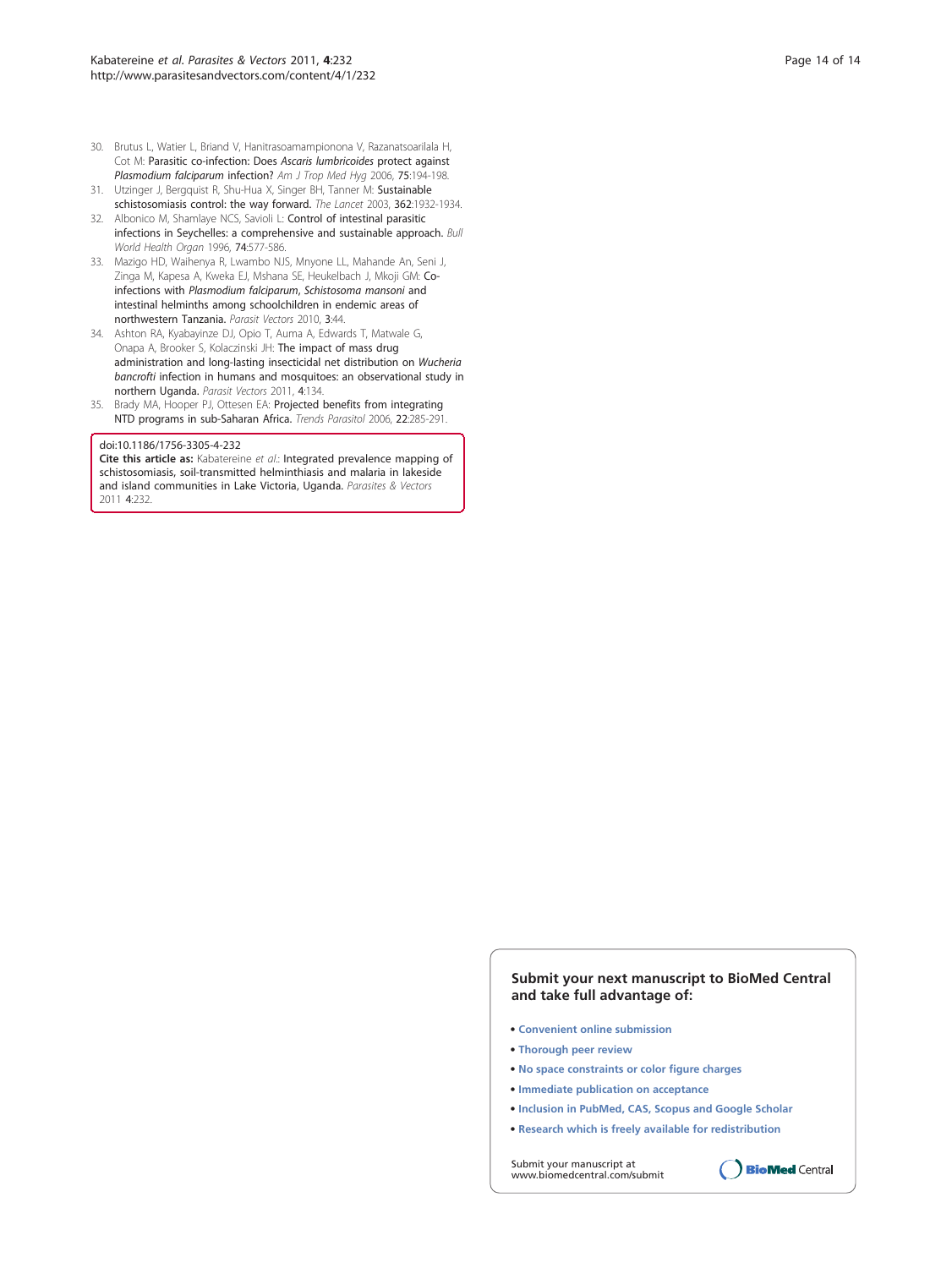30. Brutus L, Watier L, Briand V, Hanitrasoamampionona V, Razanatsoarilala H, Cot M: **Parasitic co-infection: Does *Ascaris lumbricoides* protect against *Plasmodium falciparum* infection?** *Am J Trop Med Hyg* 2006, **75**:194-198.
31. Utzinger J, Bergquist R, Shu-Hua X, Singer BH, Tanner M: **Sustainable schistosomiasis control: the way forward.** *The Lancet* 2003, **362**:1932-1934.
32. Albonico M, Shamlaye NCS, Savioli L: **Control of intestinal parasitic infections in Seychelles: a comprehensive and sustainable approach.** *Bull World Health Organ* 1996, **74**:577-586.
33. Mazigo HD, Waihenya R, Lwambo NJS, Mnyone LL, Mahande An, Seni J, Zinga M, Kapesa A, Kweka EJ, Mshana SE, Heukelbach J, Mkoji GM: **Co-infections with *Plasmodium falciparum*, *Schistosoma mansoni* and intestinal helminths among schoolchildren in endemic areas of northwestern Tanzania.** *Parasit Vectors* 2010, **3**:44.
34. Ashton RA, Kyabayinze DJ, Opio T, Auma A, Edwards T, Matwale G, Onapa A, Brooker S, Kolaczinski JH: **The impact of mass drug administration and long-lasting insecticidal net distribution on *Wucheria bancrofti* infection in humans and mosquitoes: an observational study in northern Uganda.** *Parasit Vectors* 2011, **4**:134.
35. Brady MA, Hooper PJ, Ottesen EA: **Projected benefits from integrating NTD programs in sub-Saharan Africa.** *Trends Parasitol* 2006, **22**:285-291.

doi:10.1186/1756-3305-4-232

**Cite this article as:** Kabatereine *et al.*: Integrated prevalence mapping of schistosomiasis, soil-transmitted helminthiasis and malaria in lakeside and island communities in Lake Victoria, Uganda. *Parasites & Vectors* 2011 **4**:232.

**Submit your next manuscript to BioMed Central and take full advantage of:**

- **Convenient online submission**
- **Thorough peer review**
- **No space constraints or color figure charges**
- **Immediate publication on acceptance**
- **Inclusion in PubMed, CAS, Scopus and Google Scholar**
- **Research which is freely available for redistribution**

Submit your manuscript at
www.biomedcentral.com/submit

BioMed Central